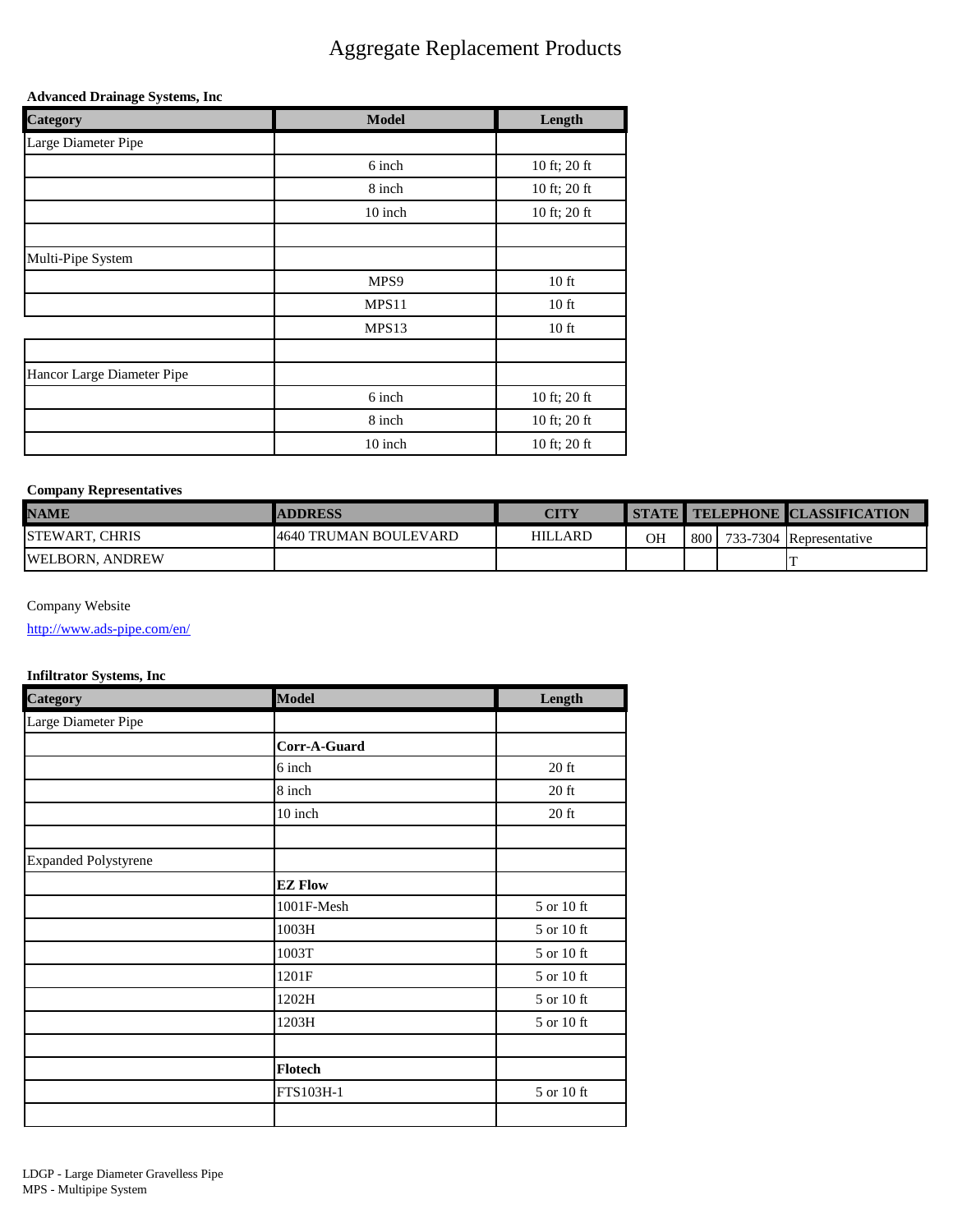# Aggregate Replacement Products

**Advanced Drainage Systems, Inc**

| Category | Model | Length |
|---|---|---|
| Large Diameter Pipe | | |
| | 6 inch | 10 ft; 20 ft |
| | 8 inch | 10 ft; 20 ft |
| | 10 inch | 10 ft; 20 ft |
| | | |
| Multi-Pipe System | | |
| | MPS9 | 10 ft |
| | MPS11 | 10 ft |
| | MPS13 | 10 ft |
| | | |
| Hancor Large Diameter Pipe | | |
| | 6 inch | 10 ft; 20 ft |
| | 8 inch | 10 ft; 20 ft |
| | 10 inch | 10 ft; 20 ft |

**Company Representatives**

| NAME | ADDRESS | CITY | STATE | TELEPHONE | | CLASSIFICATION |
|---|---|---|---|---|---|---|
| STEWART, CHRIS | 4640 TRUMAN BOULEVARD | HILLARD | OH | 800 | 733-7304 | Representative |
| WELBORN, ANDREW | | | | | | T |

Company Website

http://www.ads-pipe.com/en/

**Infiltrator Systems, Inc**

| Category | Model | Length |
|---|---|---|
| Large Diameter Pipe | | |
| | **Corr-A-Guard** | |
| | 6 inch | 20 ft |
| | 8 inch | 20 ft |
| | 10 inch | 20 ft |
| | | |
| Expanded Polystyrene | | |
| | **EZ Flow** | |
| | 1001F-Mesh | 5 or 10 ft |
| | 1003H | 5 or 10 ft |
| | 1003T | 5 or 10 ft |
| | 1201F | 5 or 10 ft |
| | 1202H | 5 or 10 ft |
| | 1203H | 5 or 10 ft |
| | | |
| | **Flotech** | |
| | FTS103H-1 | 5 or 10 ft |
| | | |

LDGP - Large Diameter Gravelless Pipe
MPS - Multipipe System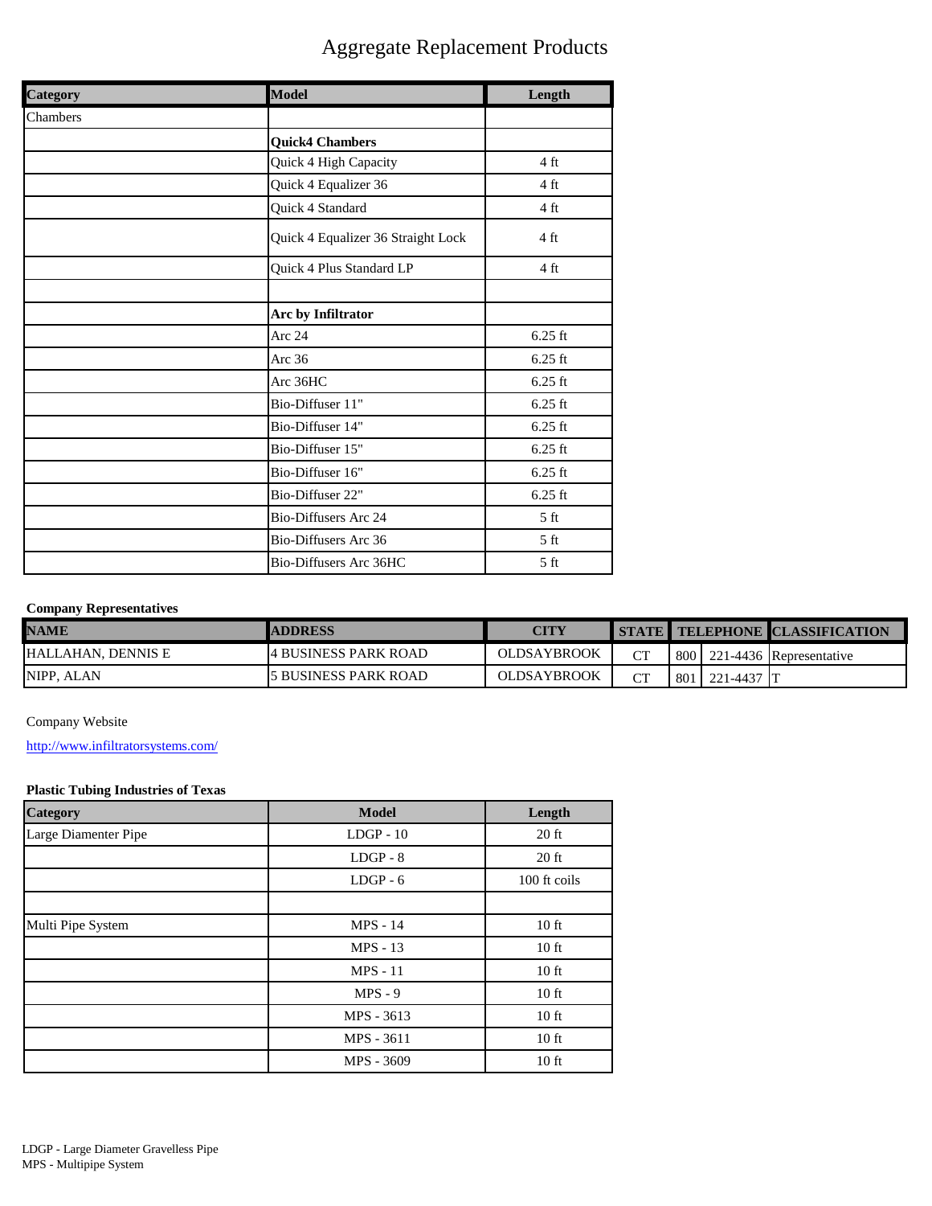# Aggregate Replacement Products

| Category | Model | Length |
|---|---|---|
| Chambers | | |
| | **Quick4 Chambers** | |
| | Quick 4 High Capacity | 4 ft |
| | Quick 4 Equalizer 36 | 4 ft |
| | Quick 4 Standard | 4 ft |
| | Quick 4 Equalizer 36 Straight Lock | 4 ft |
| | Quick 4 Plus Standard LP | 4 ft |
| | | |
| | **Arc by Infiltrator** | |
| | Arc 24 | 6.25 ft |
| | Arc 36 | 6.25 ft |
| | Arc 36HC | 6.25 ft |
| | Bio-Diffuser 11" | 6.25 ft |
| | Bio-Diffuser 14" | 6.25 ft |
| | Bio-Diffuser 15" | 6.25 ft |
| | Bio-Diffuser 16" | 6.25 ft |
| | Bio-Diffuser 22" | 6.25 ft |
| | Bio-Diffusers Arc 24 | 5 ft |
| | Bio-Diffusers Arc 36 | 5 ft |
| | Bio-Diffusers Arc 36HC | 5 ft |

**Company Representatives**

| NAME | ADDRESS | CITY | STATE | TELEPHONE | | CLASSIFICATION |
|---|---|---|---|---|---|---|
| HALLAHAN, DENNIS E | 4 BUSINESS PARK ROAD | OLDSAYBROOK | CT | 800 | 221-4436 | Representative |
| NIPP, ALAN | 5 BUSINESS PARK ROAD | OLDSAYBROOK | CT | 801 | 221-4437 | T |

Company Website

http://www.infiltratorsystems.com/

**Plastic Tubing Industries of Texas**

| Category | Model | Length |
|---|---|---|
| Large Diamenter Pipe | LDGP - 10 | 20 ft |
| | LDGP - 8 | 20 ft |
| | LDGP - 6 | 100 ft coils |
| | | |
| Multi Pipe System | MPS - 14 | 10 ft |
| | MPS - 13 | 10 ft |
| | MPS - 11 | 10 ft |
| | MPS - 9 | 10 ft |
| | MPS - 3613 | 10 ft |
| | MPS - 3611 | 10 ft |
| | MPS - 3609 | 10 ft |

LDGP - Large Diameter Gravelless Pipe
MPS - Multipipe System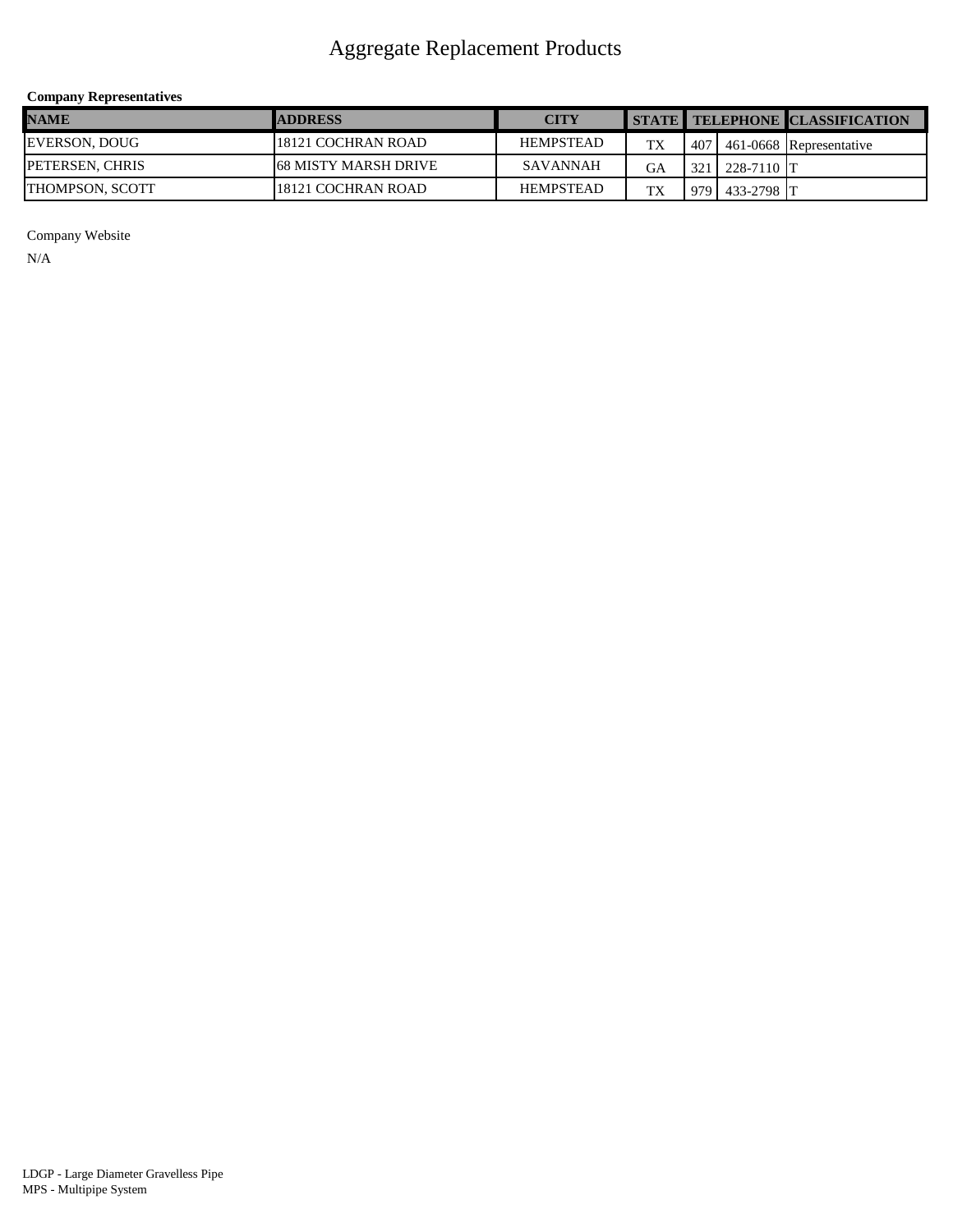# Aggregate Replacement Products

**Company Representatives**

| NAME | ADDRESS | CITY | STATE | TELEPHONE | | CLASSIFICATION |
|---|---|---|---|---|---|---|
| EVERSON, DOUG | 18121 COCHRAN ROAD | HEMPSTEAD | TX | 407 | 461-0668 | Representative |
| PETERSEN, CHRIS | 68 MISTY MARSH DRIVE | SAVANNAH | GA | 321 | 228-7110 | T |
| THOMPSON, SCOTT | 18121 COCHRAN ROAD | HEMPSTEAD | TX | 979 | 433-2798 | T |

Company Website

N/A

LDGP - Large Diameter Gravelless Pipe
MPS - Multipipe System